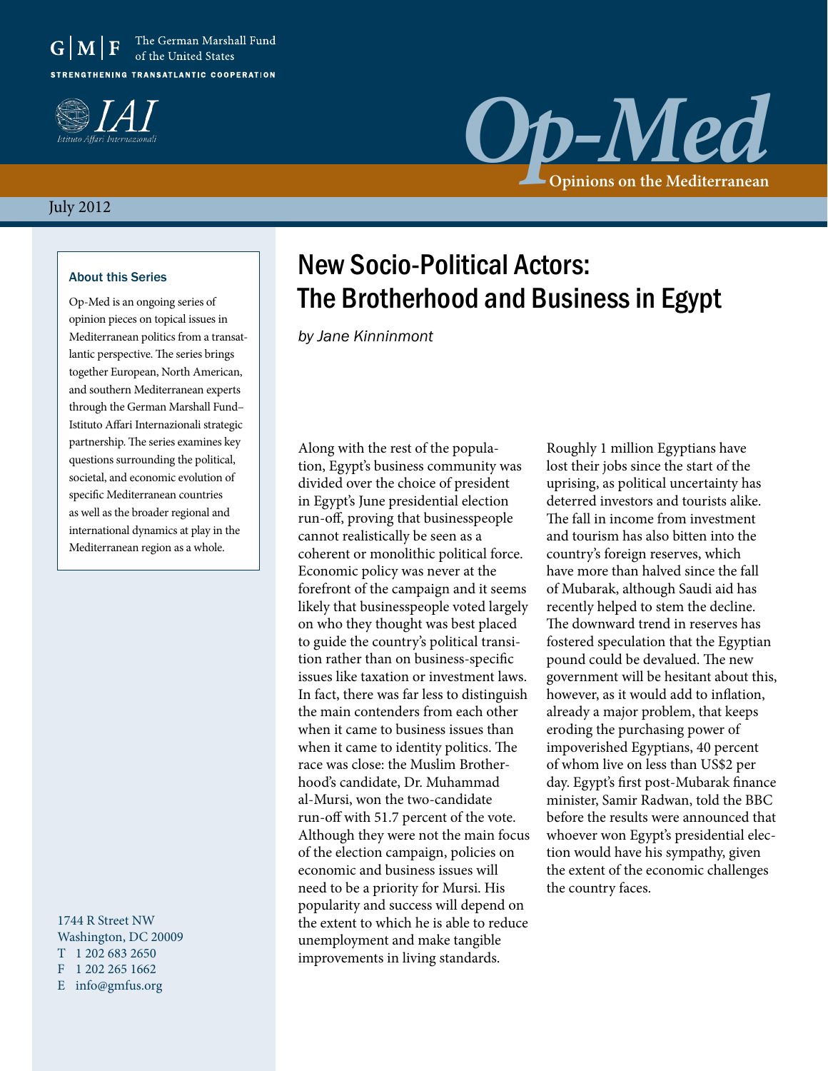The German Marshall Fund of the United States

STRENGTHENING TRANSATLANTIC COOPERATION

IAI Istituto Affari Internazionali

# Op-Med

Opinions on the Mediterranean

July 2012

### About this Series

Op-Med is an ongoing series of opinion pieces on topical issues in Mediterranean politics from a transatlantic perspective. The series brings together European, North American, and southern Mediterranean experts through the German Marshall Fund–Istituto Affari Internazionali strategic partnership. The series examines key questions surrounding the political, societal, and economic evolution of specific Mediterranean countries as well as the broader regional and international dynamics at play in the Mediterranean region as a whole.

1744 R Street NW
Washington, DC 20009
T 1 202 683 2650
F 1 202 265 1662
E info@gmfus.org

# New Socio-Political Actors: The Brotherhood and Business in Egypt

*by Jane Kinninmont*

Along with the rest of the population, Egypt's business community was divided over the choice of president in Egypt's June presidential election run-off, proving that businesspeople cannot realistically be seen as a coherent or monolithic political force. Economic policy was never at the forefront of the campaign and it seems likely that businesspeople voted largely on who they thought was best placed to guide the country's political transition rather than on business-specific issues like taxation or investment laws. In fact, there was far less to distinguish the main contenders from each other when it came to business issues than when it came to identity politics. The race was close: the Muslim Brotherhood's candidate, Dr. Muhammad al-Mursi, won the two-candidate run-off with 51.7 percent of the vote. Although they were not the main focus of the election campaign, policies on economic and business issues will need to be a priority for Mursi. His popularity and success will depend on the extent to which he is able to reduce unemployment and make tangible improvements in living standards.

Roughly 1 million Egyptians have lost their jobs since the start of the uprising, as political uncertainty has deterred investors and tourists alike. The fall in income from investment and tourism has also bitten into the country's foreign reserves, which have more than halved since the fall of Mubarak, although Saudi aid has recently helped to stem the decline. The downward trend in reserves has fostered speculation that the Egyptian pound could be devalued. The new government will be hesitant about this, however, as it would add to inflation, already a major problem, that keeps eroding the purchasing power of impoverished Egyptians, 40 percent of whom live on less than US$2 per day. Egypt's first post-Mubarak finance minister, Samir Radwan, told the BBC before the results were announced that whoever won Egypt's presidential election would have his sympathy, given the extent of the economic challenges the country faces.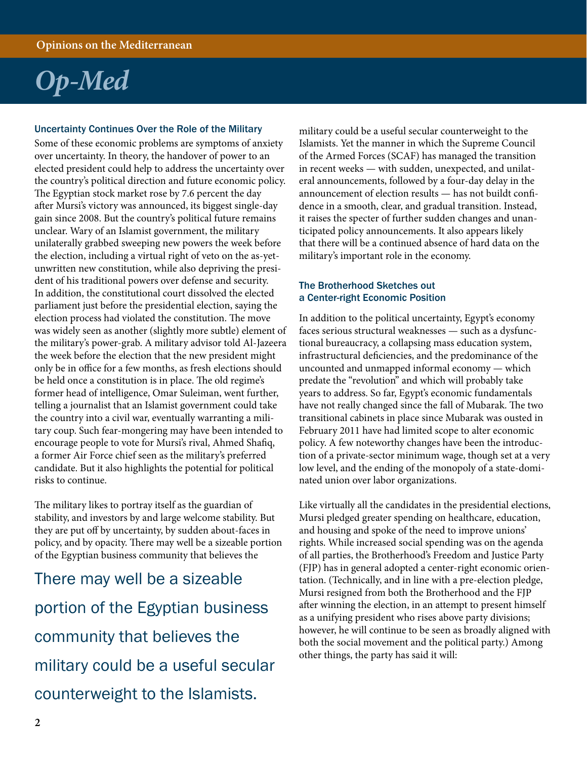### Uncertainty Continues Over the Role of the Military

Some of these economic problems are symptoms of anxiety over uncertainty. In theory, the handover of power to an elected president could help to address the uncertainty over the country's political direction and future economic policy. The Egyptian stock market rose by 7.6 percent the day after Mursi's victory was announced, its biggest single-day gain since 2008. But the country's political future remains unclear. Wary of an Islamist government, the military unilaterally grabbed sweeping new powers the week before the election, including a virtual right of veto on the as-yet-unwritten new constitution, while also depriving the president of his traditional powers over defense and security. In addition, the constitutional court dissolved the elected parliament just before the presidential election, saying the election process had violated the constitution. The move was widely seen as another (slightly more subtle) element of the military's power-grab. A military advisor told Al-Jazeera the week before the election that the new president might only be in office for a few months, as fresh elections should be held once a constitution is in place. The old regime's former head of intelligence, Omar Suleiman, went further, telling a journalist that an Islamist government could take the country into a civil war, eventually warranting a military coup. Such fear-mongering may have been intended to encourage people to vote for Mursi's rival, Ahmed Shafiq, a former Air Force chief seen as the military's preferred candidate. But it also highlights the potential for political risks to continue.

The military likes to portray itself as the guardian of stability, and investors by and large welcome stability. But they are put off by uncertainty, by sudden about-faces in policy, and by opacity. There may well be a sizeable portion of the Egyptian business community that believes the military could be a useful secular counterweight to the Islamists. Yet the manner in which the Supreme Council of the Armed Forces (SCAF) has managed the transition in recent weeks — with sudden, unexpected, and unilateral announcements, followed by a four-day delay in the announcement of election results — has not buildt confidence in a smooth, clear, and gradual transition. Instead, it raises the specter of further sudden changes and unanticipated policy announcements. It also appears likely that there will be a continued absence of hard data on the military's important role in the economy.

> There may well be a sizeable portion of the Egyptian business community that believes the military could be a useful secular counterweight to the Islamists.

### The Brotherhood Sketches out a Center-right Economic Position

In addition to the political uncertainty, Egypt's economy faces serious structural weaknesses — such as a dysfunctional bureaucracy, a collapsing mass education system, infrastructural deficiencies, and the predominance of the uncounted and unmapped informal economy — which predate the "revolution" and which will probably take years to address. So far, Egypt's economic fundamentals have not really changed since the fall of Mubarak. The two transitional cabinets in place since Mubarak was ousted in February 2011 have had limited scope to alter economic policy. A few noteworthy changes have been the introduction of a private-sector minimum wage, though set at a very low level, and the ending of the monopoly of a state-dominated union over labor organizations.

Like virtually all the candidates in the presidential elections, Mursi pledged greater spending on healthcare, education, and housing and spoke of the need to improve unions' rights. While increased social spending was on the agenda of all parties, the Brotherhood's Freedom and Justice Party (FJP) has in general adopted a center-right economic orientation. (Technically, and in line with a pre-election pledge, Mursi resigned from both the Brotherhood and the FJP after winning the election, in an attempt to present himself as a unifying president who rises above party divisions; however, he will continue to be seen as broadly aligned with both the social movement and the political party.) Among other things, the party has said it will: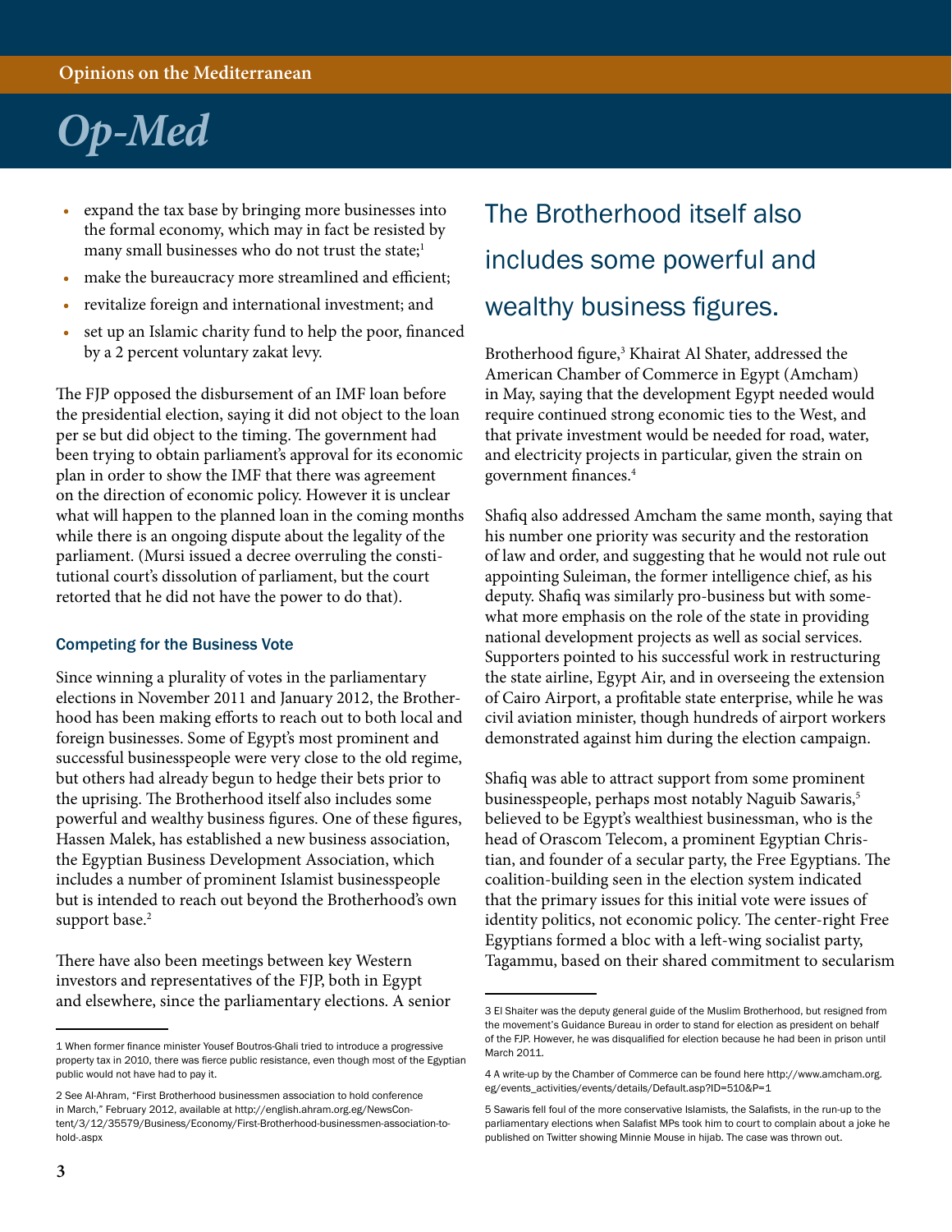- expand the tax base by bringing more businesses into the formal economy, which may in fact be resisted by many small businesses who do not trust the state;[1]
- make the bureaucracy more streamlined and efficient;
- revitalize foreign and international investment; and
- set up an Islamic charity fund to help the poor, financed by a 2 percent voluntary zakat levy.

The FJP opposed the disbursement of an IMF loan before the presidential election, saying it did not object to the loan per se but did object to the timing. The government had been trying to obtain parliament's approval for its economic plan in order to show the IMF that there was agreement on the direction of economic policy. However it is unclear what will happen to the planned loan in the coming months while there is an ongoing dispute about the legality of the parliament. (Mursi issued a decree overruling the constitutional court's dissolution of parliament, but the court retorted that he did not have the power to do that).

### Competing for the Business Vote

Since winning a plurality of votes in the parliamentary elections in November 2011 and January 2012, the Brotherhood has been making efforts to reach out to both local and foreign businesses. Some of Egypt's most prominent and successful businesspeople were very close to the old regime, but others had already begun to hedge their bets prior to the uprising. The Brotherhood itself also includes some powerful and wealthy business figures. One of these figures, Hassen Malek, has established a new business association, the Egyptian Business Development Association, which includes a number of prominent Islamist businesspeople but is intended to reach out beyond the Brotherhood's own support base.[2]

There have also been meetings between key Western investors and representatives of the FJP, both in Egypt and elsewhere, since the parliamentary elections. A senior Brotherhood figure,[3] Khairat Al Shater, addressed the American Chamber of Commerce in Egypt (Amcham) in May, saying that the development Egypt needed would require continued strong economic ties to the West, and that private investment would be needed for road, water, and electricity projects in particular, given the strain on government finances.[4]

> The Brotherhood itself also includes some powerful and wealthy business figures.

Shafiq also addressed Amcham the same month, saying that his number one priority was security and the restoration of law and order, and suggesting that he would not rule out appointing Suleiman, the former intelligence chief, as his deputy. Shafiq was similarly pro-business but with somewhat more emphasis on the role of the state in providing national development projects as well as social services. Supporters pointed to his successful work in restructuring the state airline, Egypt Air, and in overseeing the extension of Cairo Airport, a profitable state enterprise, while he was civil aviation minister, though hundreds of airport workers demonstrated against him during the election campaign.

Shafiq was able to attract support from some prominent businesspeople, perhaps most notably Naguib Sawaris,[5] believed to be Egypt's wealthiest businessman, who is the head of Orascom Telecom, a prominent Egyptian Christian, and founder of a secular party, the Free Egyptians. The coalition-building seen in the election system indicated that the primary issues for this initial vote were issues of identity politics, not economic policy. The center-right Free Egyptians formed a bloc with a left-wing socialist party, Tagammu, based on their shared commitment to secularism

---

1 When former finance minister Yousef Boutros-Ghali tried to introduce a progressive property tax in 2010, there was fierce public resistance, even though most of the Egyptian public would not have had to pay it.

2 See Al-Ahram, "First Brotherhood businessmen association to hold conference in March," February 2012, available at http://english.ahram.org.eg/NewsContent/3/12/35579/Business/Economy/First-Brotherhood-businessmen-association-to-hold-.aspx

3 El Shaiter was the deputy general guide of the Muslim Brotherhood, but resigned from the movement's Guidance Bureau in order to stand for election as president on behalf of the FJP. However, he was disqualified for election because he had been in prison until March 2011.

4 A write-up by the Chamber of Commerce can be found here http://www.amcham.org.eg/events_activities/events/details/Default.asp?ID=510&P=1

5 Sawaris fell foul of the more conservative Islamists, the Salafists, in the run-up to the parliamentary elections when Salafist MPs took him to court to complain about a joke he published on Twitter showing Minnie Mouse in hijab. The case was thrown out.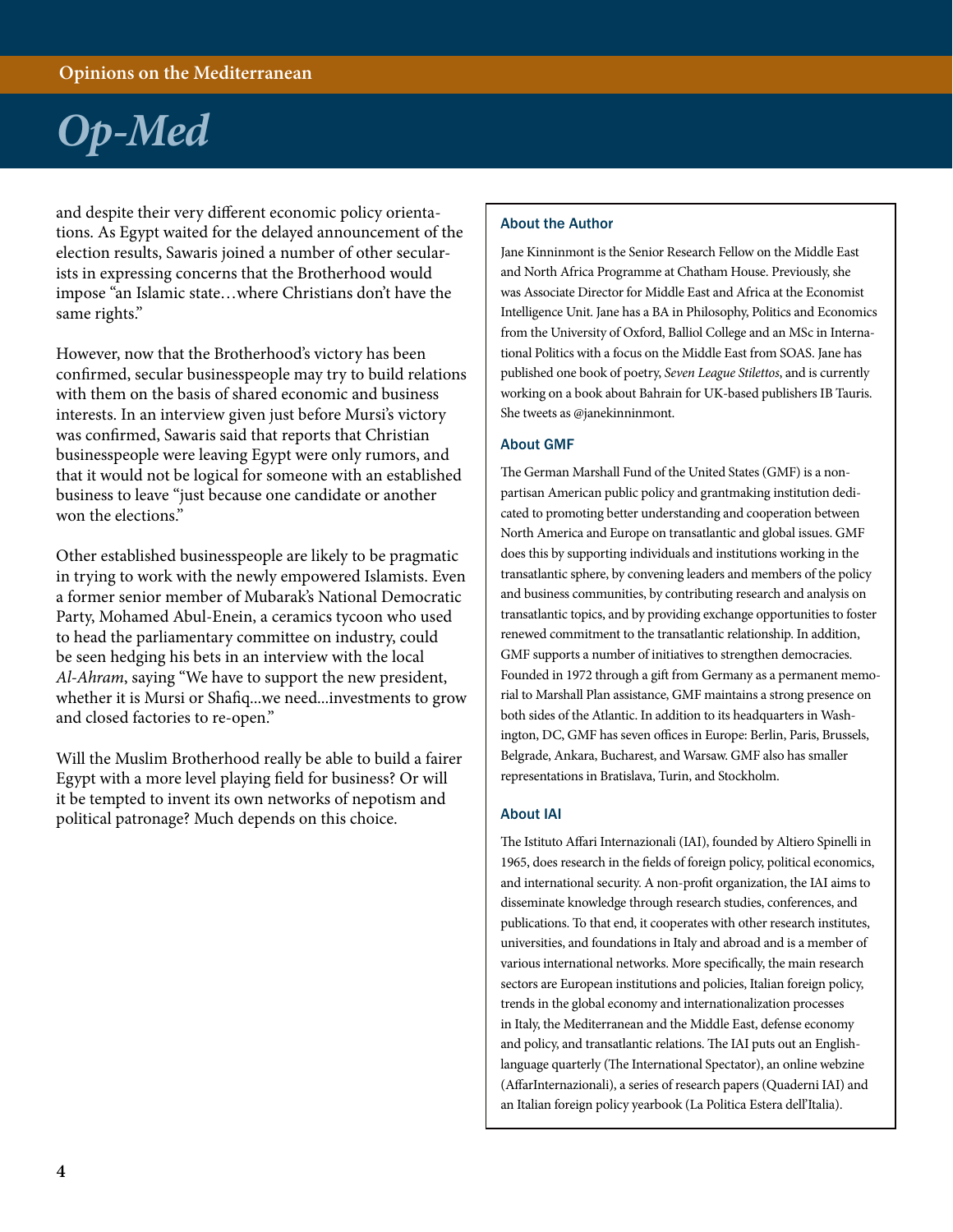and despite their very different economic policy orientations. As Egypt waited for the delayed announcement of the election results, Sawaris joined a number of other secularists in expressing concerns that the Brotherhood would impose "an Islamic state…where Christians don't have the same rights."

However, now that the Brotherhood's victory has been confirmed, secular businesspeople may try to build relations with them on the basis of shared economic and business interests. In an interview given just before Mursi's victory was confirmed, Sawaris said that reports that Christian businesspeople were leaving Egypt were only rumors, and that it would not be logical for someone with an established business to leave "just because one candidate or another won the elections."

Other established businesspeople are likely to be pragmatic in trying to work with the newly empowered Islamists. Even a former senior member of Mubarak's National Democratic Party, Mohamed Abul-Enein, a ceramics tycoon who used to head the parliamentary committee on industry, could be seen hedging his bets in an interview with the local *Al-Ahram*, saying "We have to support the new president, whether it is Mursi or Shafiq...we need...investments to grow and closed factories to re-open."

Will the Muslim Brotherhood really be able to build a fairer Egypt with a more level playing field for business? Or will it be tempted to invent its own networks of nepotism and political patronage? Much depends on this choice.

### About the Author

Jane Kinninmont is the Senior Research Fellow on the Middle East and North Africa Programme at Chatham House. Previously, she was Associate Director for Middle East and Africa at the Economist Intelligence Unit. Jane has a BA in Philosophy, Politics and Economics from the University of Oxford, Balliol College and an MSc in International Politics with a focus on the Middle East from SOAS. Jane has published one book of poetry, *Seven League Stilettos*, and is currently working on a book about Bahrain for UK-based publishers IB Tauris. She tweets as @janekinninmont.

### About GMF

The German Marshall Fund of the United States (GMF) is a non-partisan American public policy and grantmaking institution dedicated to promoting better understanding and cooperation between North America and Europe on transatlantic and global issues. GMF does this by supporting individuals and institutions working in the transatlantic sphere, by convening leaders and members of the policy and business communities, by contributing research and analysis on transatlantic topics, and by providing exchange opportunities to foster renewed commitment to the transatlantic relationship. In addition, GMF supports a number of initiatives to strengthen democracies. Founded in 1972 through a gift from Germany as a permanent memorial to Marshall Plan assistance, GMF maintains a strong presence on both sides of the Atlantic. In addition to its headquarters in Washington, DC, GMF has seven offices in Europe: Berlin, Paris, Brussels, Belgrade, Ankara, Bucharest, and Warsaw. GMF also has smaller representations in Bratislava, Turin, and Stockholm.

### About IAI

The Istituto Affari Internazionali (IAI), founded by Altiero Spinelli in 1965, does research in the fields of foreign policy, political economics, and international security. A non-profit organization, the IAI aims to disseminate knowledge through research studies, conferences, and publications. To that end, it cooperates with other research institutes, universities, and foundations in Italy and abroad and is a member of various international networks. More specifically, the main research sectors are European institutions and policies, Italian foreign policy, trends in the global economy and internationalization processes in Italy, the Mediterranean and the Middle East, defense economy and policy, and transatlantic relations. The IAI puts out an English-language quarterly (The International Spectator), an online webzine (AffarInternazionali), a series of research papers (Quaderni IAI) and an Italian foreign policy yearbook (La Politica Estera dell'Italia).